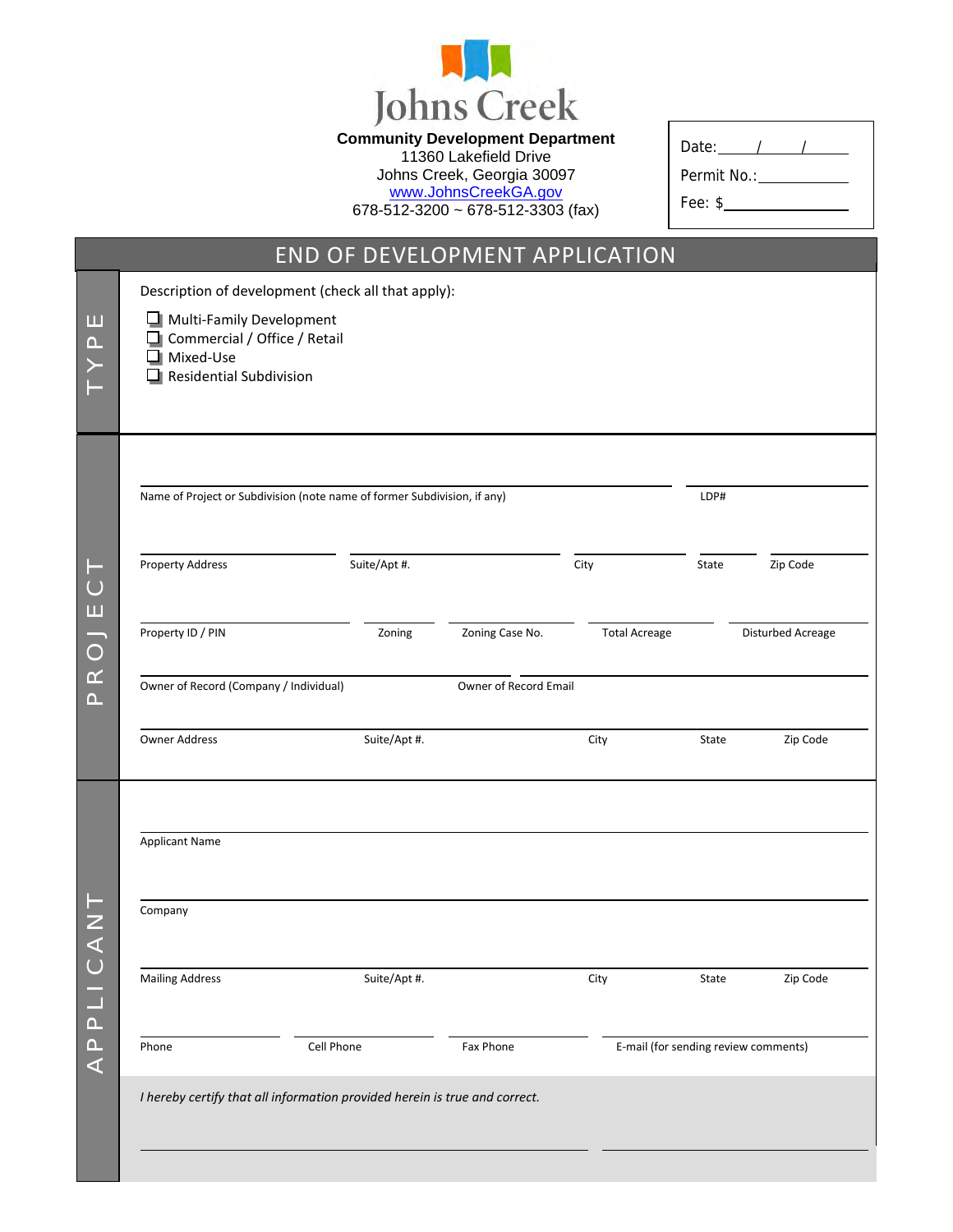Johns Creek

**Community Development Department**
11360 Lakefield Drive
Johns Creek, Georgia 30097
www.JohnsCreekGA.gov
678-512-3200 ~ 678-512-3303 (fax)

Date: ____/____/____
Permit No.: ____________
Fee: $____________

# END OF DEVELOPMENT APPLICATION

## TYPE

Description of development (check all that apply):

- ☐ Multi-Family Development
- ☐ Commercial / Office / Retail
- ☐ Mixed-Use
- ☐ Residential Subdivision

## PROJECT

| Name of Project or Subdivision (note name of former Subdivision, if any) | LDP# |
|---|---|
| | |

| Property Address | Suite/Apt #. | City | State | Zip Code |
|---|---|---|---|---|
| | | | | |

| Property ID / PIN | Zoning | Zoning Case No. | Total Acreage | Disturbed Acreage |
|---|---|---|---|---|
| | | | | |

| Owner of Record (Company / Individual) | Owner of Record Email |
|---|---|
| | |

| Owner Address | Suite/Apt #. | City | State | Zip Code |
|---|---|---|---|---|
| | | | | |

## APPLICANT

Applicant Name ____________________________________________

Company ____________________________________________

| Mailing Address | Suite/Apt #. | City | State | Zip Code |
|---|---|---|---|---|
| | | | | |

| Phone | Cell Phone | Fax Phone | E-mail (for sending review comments) |
|---|---|---|---|
| | | | |

*I hereby certify that all information provided herein is true and correct.*

______________________________ ______________________________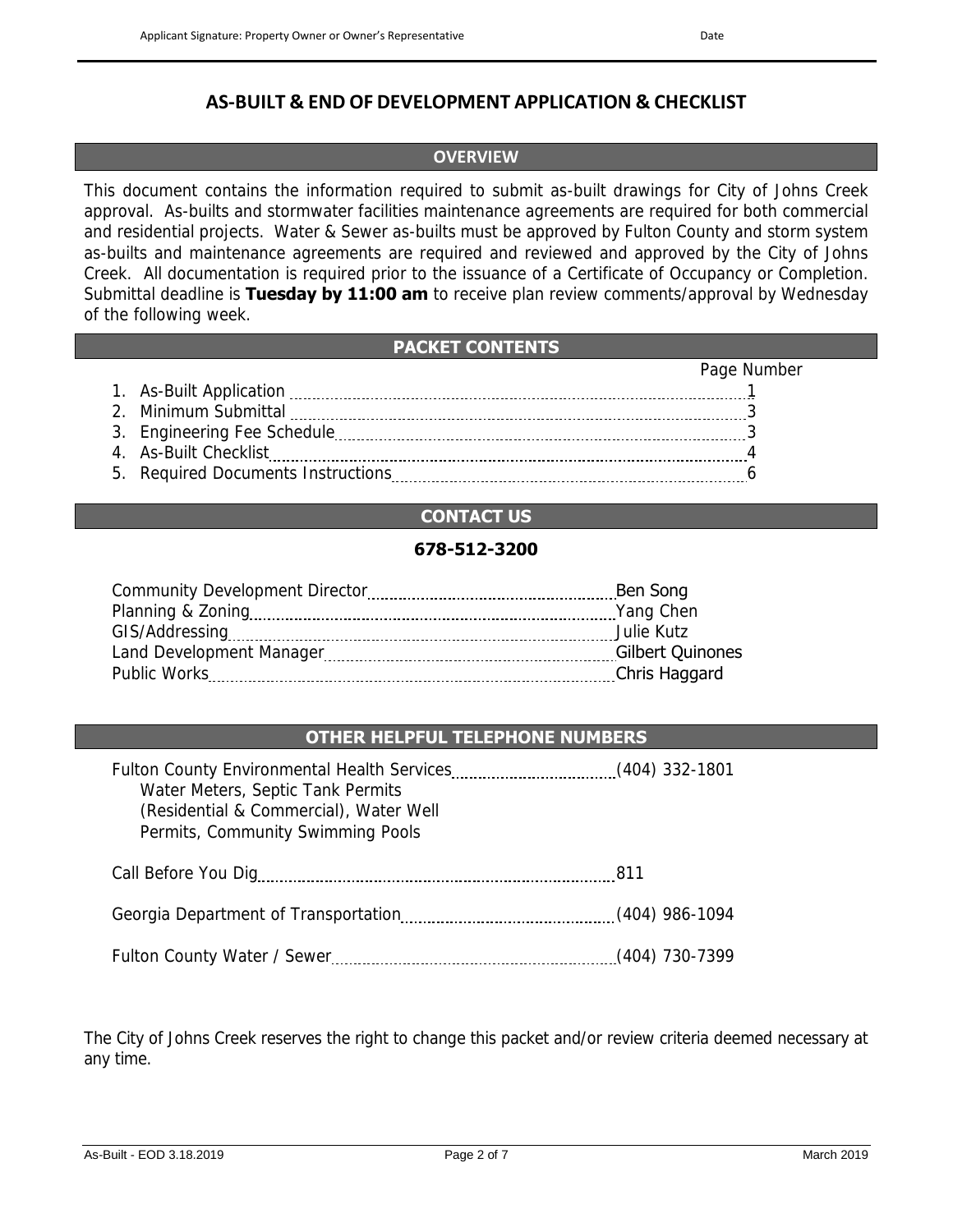Applicant Signature: Property Owner or Owner's Representative Date

# AS-BUILT & END OF DEVELOPMENT APPLICATION & CHECKLIST

## OVERVIEW

This document contains the information required to submit as-built drawings for City of Johns Creek approval. As-builts and stormwater facilities maintenance agreements are required for both commercial and residential projects. Water & Sewer as-builts must be approved by Fulton County and storm system as-builts and maintenance agreements are required and reviewed and approved by the City of Johns Creek. All documentation is required prior to the issuance of a Certificate of Occupancy or Completion. Submittal deadline is **Tuesday by 11:00 am** to receive plan review comments/approval by Wednesday of the following week.

## PACKET CONTENTS

| | Page Number |
|---|---|
| 1. As-Built Application | 1 |
| 2. Minimum Submittal | 3 |
| 3. Engineering Fee Schedule | 3 |
| 4. As-Built Checklist | 4 |
| 5. Required Documents Instructions | 6 |

## CONTACT US

**678-512-3200**

| | |
|---|---|
| Community Development Director | Ben Song |
| Planning & Zoning | Yang Chen |
| GIS/Addressing | Julie Kutz |
| Land Development Manager | Gilbert Quinones |
| Public Works | Chris Haggard |

## OTHER HELPFUL TELEPHONE NUMBERS

| | |
|---|---|
| Fulton County Environmental Health Services<br>Water Meters, Septic Tank Permits (Residential & Commercial), Water Well Permits, Community Swimming Pools | (404) 332-1801 |
| Call Before You Dig | 811 |
| Georgia Department of Transportation | (404) 986-1094 |
| Fulton County Water / Sewer | (404) 730-7399 |

The City of Johns Creek reserves the right to change this packet and/or review criteria deemed necessary at any time.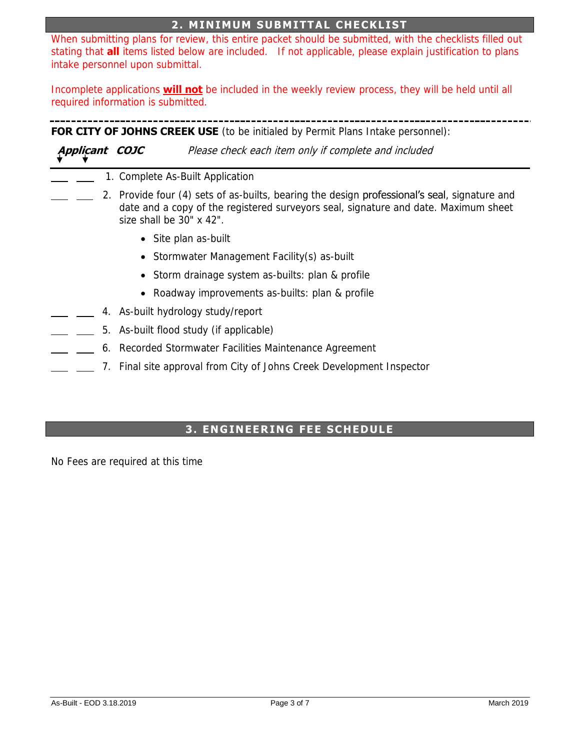## 2. MINIMUM SUBMITTAL CHECKLIST

When submitting plans for review, this entire packet should be submitted, with the checklists filled out stating that **all** items listed below are included. If not applicable, please explain justification to plans intake personnel upon submittal.

Incomplete applications **will not** be included in the weekly review process, they will be held until all required information is submitted.

---

**FOR CITY OF JOHNS CREEK USE** (to be initialed by Permit Plans Intake personnel):

| ***Applicant*** | ***COJC*** | *Please check each item only if complete and included* |
|---|---|---|
| ___ | ___ | 1. Complete As-Built Application |
| ___ | ___ | 2. Provide four (4) sets of as-builts, bearing the design professional's seal, signature and date and a copy of the registered surveyors seal, signature and date. Maximum sheet size shall be 30" x 42".<br>• Site plan as-built<br>• Stormwater Management Facility(s) as-built<br>• Storm drainage system as-builts: plan & profile<br>• Roadway improvements as-builts: plan & profile |
| ___ | ___ | 4. As-built hydrology study/report |
| ___ | ___ | 5. As-built flood study (if applicable) |
| ___ | ___ | 6. Recorded Stormwater Facilities Maintenance Agreement |
| ___ | ___ | 7. Final site approval from City of Johns Creek Development Inspector |

## 3. ENGINEERING FEE SCHEDULE

No Fees are required at this time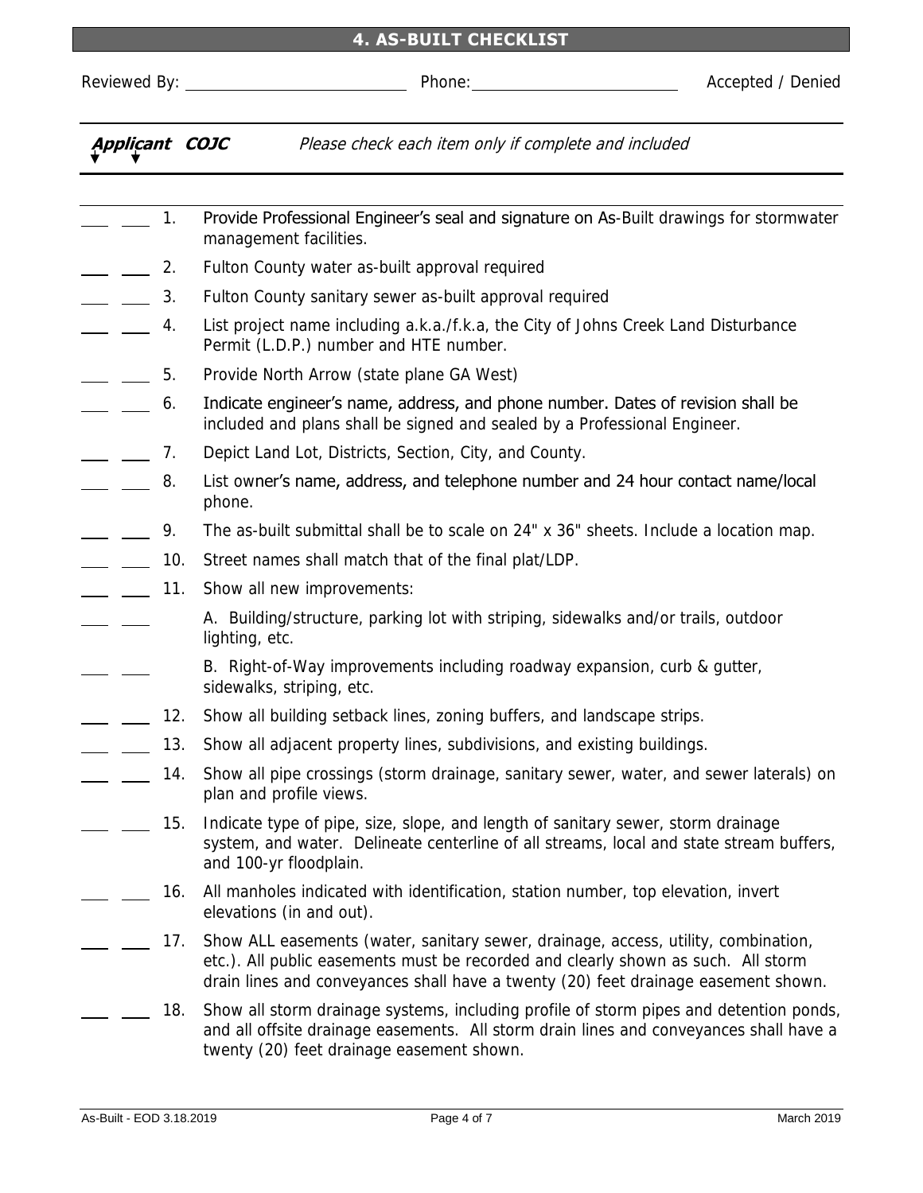## 4. AS-BUILT CHECKLIST

Reviewed By: ______________________ Phone: ______________________ Accepted / Denied

***Applicant COJC*** *Please check each item only if complete and included*

___ ___ 1. Provide Professional Engineer's seal and signature on As-Built drawings for stormwater management facilities.

___ ___ 2. Fulton County water as-built approval required

___ ___ 3. Fulton County sanitary sewer as-built approval required

___ ___ 4. List project name including a.k.a./f.k.a, the City of Johns Creek Land Disturbance Permit (L.D.P.) number and HTE number.

___ ___ 5. Provide North Arrow (state plane GA West)

___ ___ 6. Indicate engineer's name, address, and phone number. Dates of revision shall be included and plans shall be signed and sealed by a Professional Engineer.

___ ___ 7. Depict Land Lot, Districts, Section, City, and County.

___ ___ 8. List owner's name, address, and telephone number and 24 hour contact name/local phone.

___ ___ 9. The as-built submittal shall be to scale on 24" x 36" sheets. Include a location map.

___ ___ 10. Street names shall match that of the final plat/LDP.

___ ___ 11. Show all new improvements:

___ ___ A. Building/structure, parking lot with striping, sidewalks and/or trails, outdoor lighting, etc.

___ ___ B. Right-of-Way improvements including roadway expansion, curb & gutter, sidewalks, striping, etc.

___ ___ 12. Show all building setback lines, zoning buffers, and landscape strips.

___ ___ 13. Show all adjacent property lines, subdivisions, and existing buildings.

___ ___ 14. Show all pipe crossings (storm drainage, sanitary sewer, water, and sewer laterals) on plan and profile views.

___ ___ 15. Indicate type of pipe, size, slope, and length of sanitary sewer, storm drainage system, and water. Delineate centerline of all streams, local and state stream buffers, and 100-yr floodplain.

___ ___ 16. All manholes indicated with identification, station number, top elevation, invert elevations (in and out).

___ ___ 17. Show ALL easements (water, sanitary sewer, drainage, access, utility, combination, etc.). All public easements must be recorded and clearly shown as such. All storm drain lines and conveyances shall have a twenty (20) feet drainage easement shown.

___ ___ 18. Show all storm drainage systems, including profile of storm pipes and detention ponds, and all offsite drainage easements. All storm drain lines and conveyances shall have a twenty (20) feet drainage easement shown.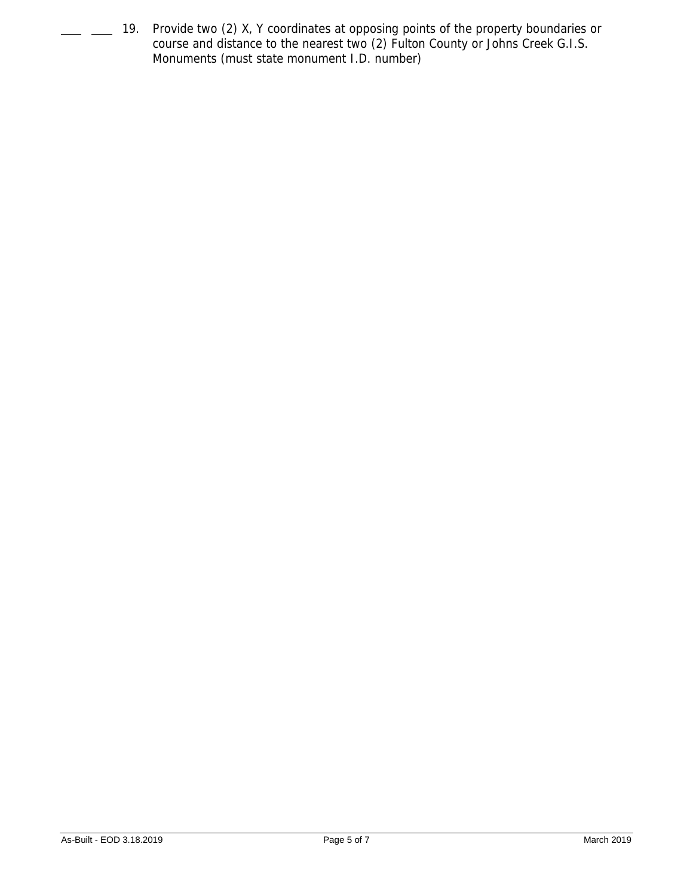\_\_\_ \_\_\_ 19. Provide two (2) X, Y coordinates at opposing points of the property boundaries or course and distance to the nearest two (2) Fulton County or Johns Creek G.I.S. Monuments (must state monument I.D. number)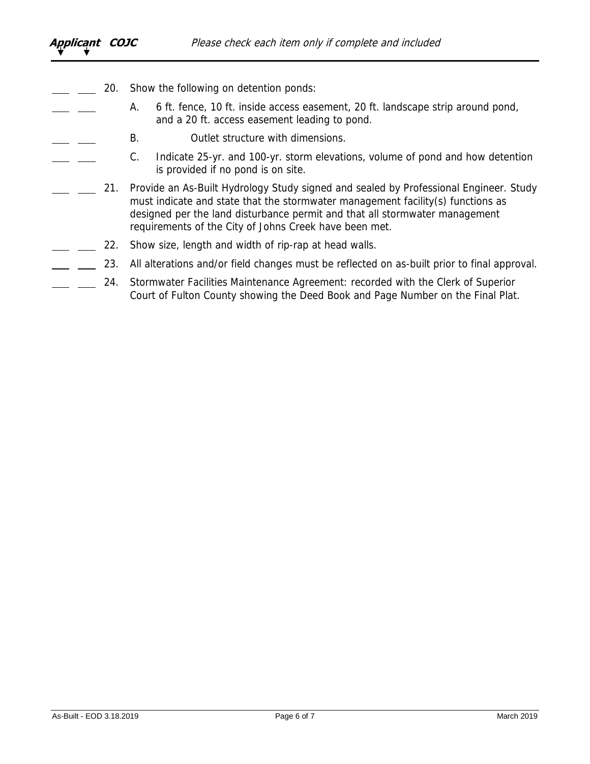**Applicant COJC** *Please check each item only if complete and included*

\_\_\_ \_\_\_ 20. Show the following on detention ponds:

\_\_\_ \_\_\_ A. 6 ft. fence, 10 ft. inside access easement, 20 ft. landscape strip around pond, and a 20 ft. access easement leading to pond.

\_\_\_ \_\_\_ B. Outlet structure with dimensions.

\_\_\_ \_\_\_ C. Indicate 25-yr. and 100-yr. storm elevations, volume of pond and how detention is provided if no pond is on site.

\_\_\_ \_\_\_ 21. Provide an As-Built Hydrology Study signed and sealed by Professional Engineer. Study must indicate and state that the stormwater management facility(s) functions as designed per the land disturbance permit and that all stormwater management requirements of the City of Johns Creek have been met.

\_\_\_ \_\_\_ 22. Show size, length and width of rip-rap at head walls.

\_\_\_ \_\_\_ 23. All alterations and/or field changes must be reflected on as-built prior to final approval.

\_\_\_ \_\_\_ 24. Stormwater Facilities Maintenance Agreement: recorded with the Clerk of Superior Court of Fulton County showing the Deed Book and Page Number on the Final Plat.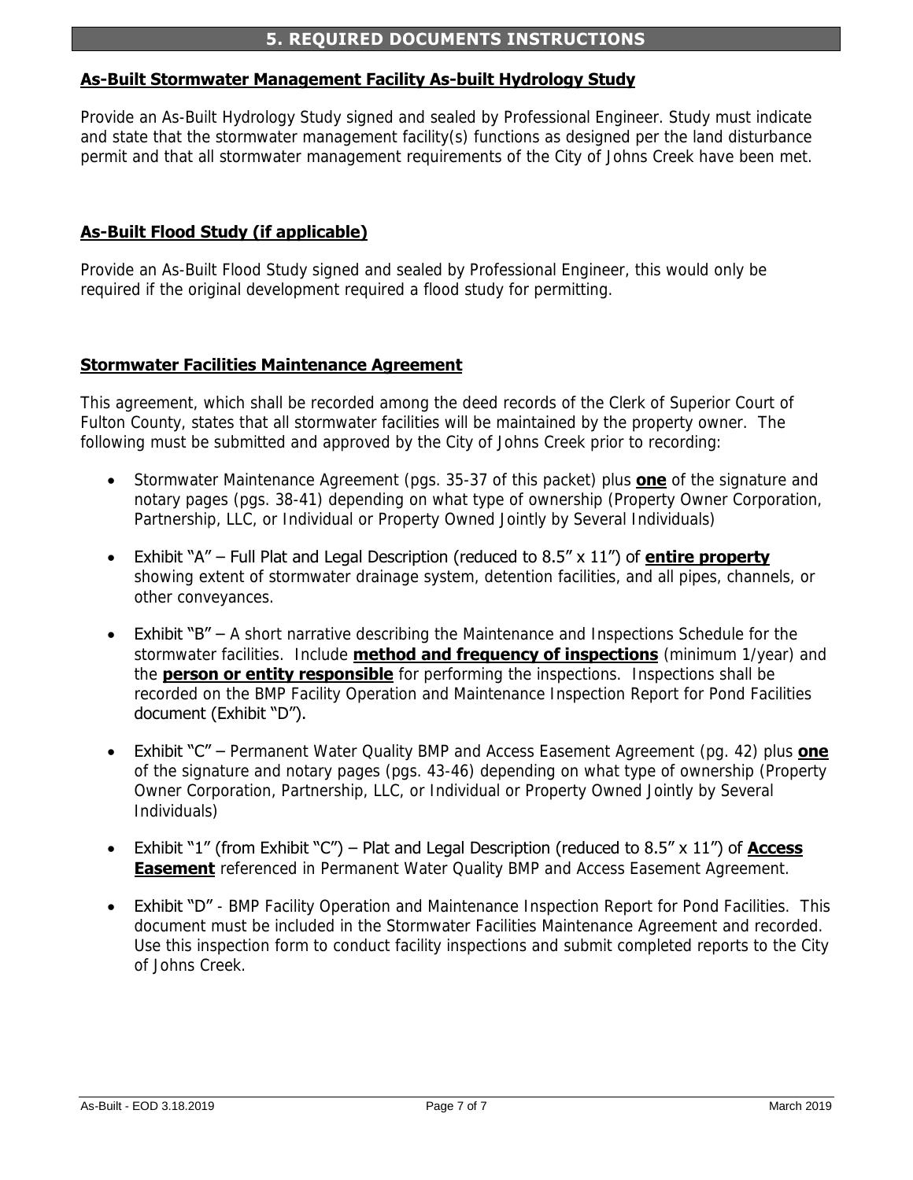## 5. REQUIRED DOCUMENTS INSTRUCTIONS

### As-Built Stormwater Management Facility As-built Hydrology Study

Provide an As-Built Hydrology Study signed and sealed by Professional Engineer. Study must indicate and state that the stormwater management facility(s) functions as designed per the land disturbance permit and that all stormwater management requirements of the City of Johns Creek have been met.

### As-Built Flood Study (if applicable)

Provide an As-Built Flood Study signed and sealed by Professional Engineer, this would only be required if the original development required a flood study for permitting.

### Stormwater Facilities Maintenance Agreement

This agreement, which shall be recorded among the deed records of the Clerk of Superior Court of Fulton County, states that all stormwater facilities will be maintained by the property owner. The following must be submitted and approved by the City of Johns Creek prior to recording:

- Stormwater Maintenance Agreement (pgs. 35-37 of this packet) plus **one** of the signature and notary pages (pgs. 38-41) depending on what type of ownership (Property Owner Corporation, Partnership, LLC, or Individual or Property Owned Jointly by Several Individuals)
- Exhibit "A" – Full Plat and Legal Description (reduced to 8.5" x 11") of **entire property** showing extent of stormwater drainage system, detention facilities, and all pipes, channels, or other conveyances.
- Exhibit "B" – A short narrative describing the Maintenance and Inspections Schedule for the stormwater facilities. Include **method and frequency of inspections** (minimum 1/year) and the **person or entity responsible** for performing the inspections. Inspections shall be recorded on the BMP Facility Operation and Maintenance Inspection Report for Pond Facilities document (Exhibit "D").
- Exhibit "C" – Permanent Water Quality BMP and Access Easement Agreement (pg. 42) plus **one** of the signature and notary pages (pgs. 43-46) depending on what type of ownership (Property Owner Corporation, Partnership, LLC, or Individual or Property Owned Jointly by Several Individuals)
- Exhibit "1" (from Exhibit "C") – Plat and Legal Description (reduced to 8.5" x 11") of **Access Easement** referenced in Permanent Water Quality BMP and Access Easement Agreement.
- Exhibit "D" - BMP Facility Operation and Maintenance Inspection Report for Pond Facilities. This document must be included in the Stormwater Facilities Maintenance Agreement and recorded. Use this inspection form to conduct facility inspections and submit completed reports to the City of Johns Creek.